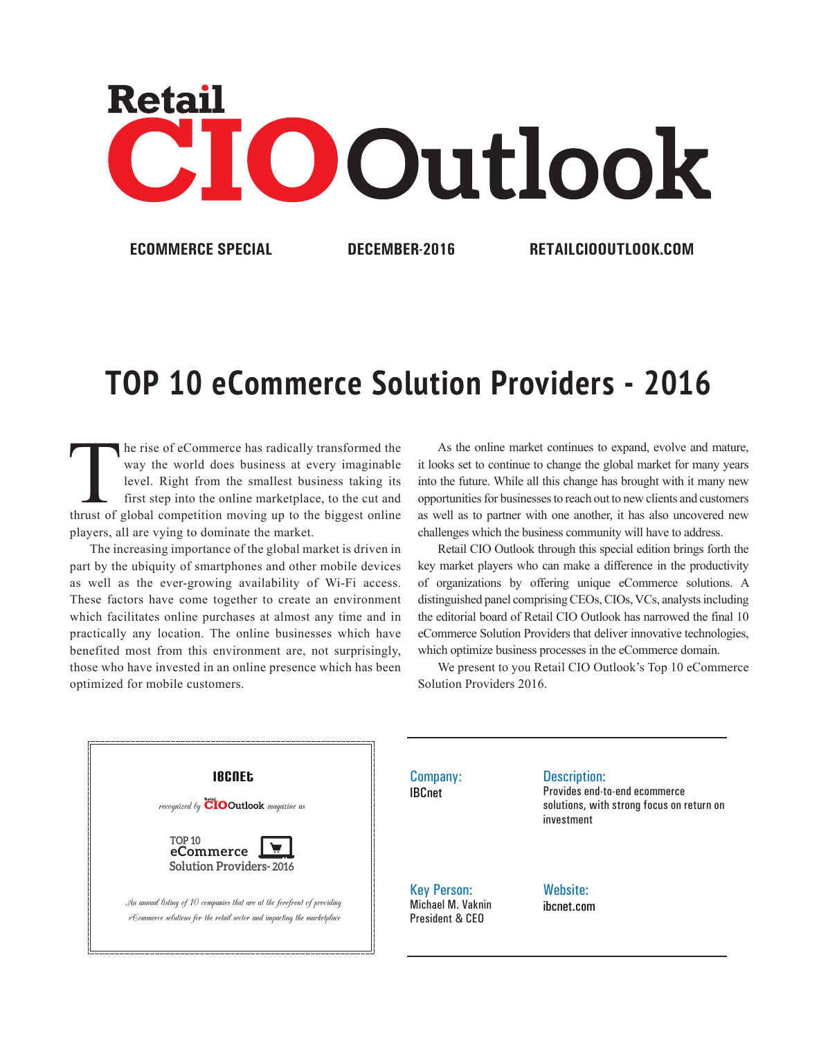# Retail CIO Outlook

**ECOMMERCE SPECIAL** **DECEMBER-2016** **RETAILCIOOUTLOOK.COM**

## TOP 10 eCommerce Solution Providers - 2016

The rise of eCommerce has radically transformed the way the world does business at every imaginable level. Right from the smallest business taking its first step into the online marketplace, to the cut and thrust of global competition moving up to the biggest online players, all are vying to dominate the market.

The increasing importance of the global market is driven in part by the ubiquity of smartphones and other mobile devices as well as the ever-growing availability of Wi-Fi access. These factors have come together to create an environment which facilitates online purchases at almost any time and in practically any location. The online businesses which have benefited most from this environment are, not surprisingly, those who have invested in an online presence which has been optimized for mobile customers.

As the online market continues to expand, evolve and mature, it looks set to continue to change the global market for many years into the future. While all this change has brought with it many new opportunities for businesses to reach out to new clients and customers as well as to partner with one another, it has also uncovered new challenges which the business community will have to address.

Retail CIO Outlook through this special edition brings forth the key market players who can make a difference in the productivity of organizations by offering unique eCommerce solutions. A distinguished panel comprising CEOs, CIOs, VCs, analysts including the editorial board of Retail CIO Outlook has narrowed the final 10 eCommerce Solution Providers that deliver innovative technologies, which optimize business processes in the eCommerce domain.

We present to you Retail CIO Outlook's Top 10 eCommerce Solution Providers 2016.

---

**IBCNEt**

*recognized by* Retail CIO Outlook *magazine as*

TOP 10
eCommerce
Solution Providers- 2016

*An annual listing of 10 companies that are at the forefront of providing eCommerce solutions for the retail sector and impacting the marketplace*

---

**Company:**
IBCnet

**Description:**
Provides end-to-end ecommerce solutions, with strong focus on return on investment

**Key Person:**
Michael M. Vaknin
President & CEO

**Website:**
ibcnet.com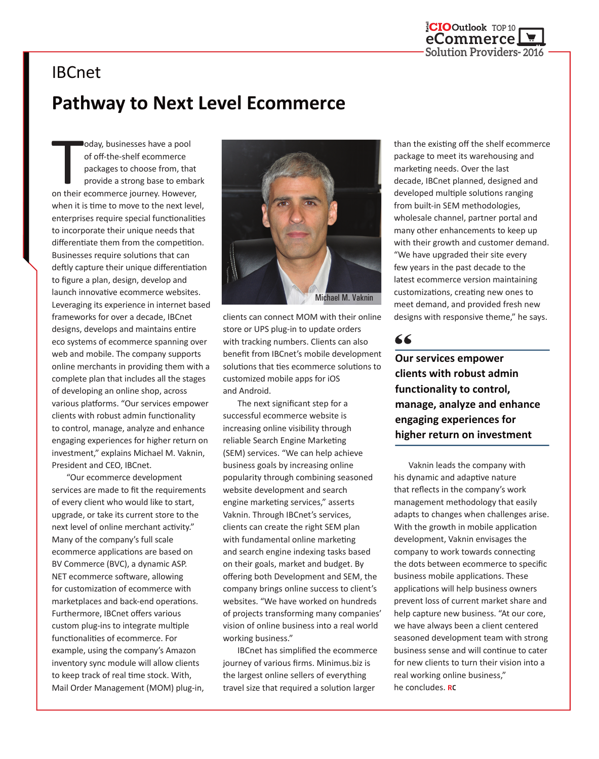# IBCnet

## Pathway to Next Level Ecommerce

Today, businesses have a pool of off-the-shelf ecommerce packages to choose from, that provide a strong base to embark on their ecommerce journey. However, when it is time to move to the next level, enterprises require special functionalities to incorporate their unique needs that differentiate them from the competition. Businesses require solutions that can deftly capture their unique differentiation to figure a plan, design, develop and launch innovative ecommerce websites. Leveraging its experience in internet based frameworks for over a decade, IBCnet designs, develops and maintains entire eco systems of ecommerce spanning over web and mobile. The company supports online merchants in providing them with a complete plan that includes all the stages of developing an online shop, across various platforms. "Our services empower clients with robust admin functionality to control, manage, analyze and enhance engaging experiences for higher return on investment," explains Michael M. Vaknin, President and CEO, IBCnet.

"Our ecommerce development services are made to fit the requirements of every client who would like to start, upgrade, or take its current store to the next level of online merchant activity." Many of the company's full scale ecommerce applications are based on BV Commerce (BVC), a dynamic ASP. NET ecommerce software, allowing for customization of ecommerce with marketplaces and back-end operations. Furthermore, IBCnet offers various custom plug-ins to integrate multiple functionalities of ecommerce. For example, using the company's Amazon inventory sync module will allow clients to keep track of real time stock. With, Mail Order Management (MOM) plug-in, clients can connect MOM with their online store or UPS plug-in to update orders with tracking numbers. Clients can also benefit from IBCnet's mobile development solutions that ties ecommerce solutions to customized mobile apps for iOS and Android.

Michael M. Vaknin

The next significant step for a successful ecommerce website is increasing online visibility through reliable Search Engine Marketing (SEM) services. "We can help achieve business goals by increasing online popularity through combining seasoned website development and search engine marketing services," asserts Vaknin. Through IBCnet's services, clients can create the right SEM plan with fundamental online marketing and search engine indexing tasks based on their goals, market and budget. By offering both Development and SEM, the company brings online success to client's websites. "We have worked on hundreds of projects transforming many companies' vision of online business into a real world working business."

IBCnet has simplified the ecommerce journey of various firms. Minimus.biz is the largest online sellers of everything travel size that required a solution larger than the existing off the shelf ecommerce package to meet its warehousing and marketing needs. Over the last decade, IBCnet planned, designed and developed multiple solutions ranging from built-in SEM methodologies, wholesale channel, partner portal and many other enhancements to keep up with their growth and customer demand. "We have upgraded their site every few years in the past decade to the latest ecommerce version maintaining customizations, creating new ones to meet demand, and provided fresh new designs with responsive theme," he says.

> **Our services empower clients with robust admin functionality to control, manage, analyze and enhance engaging experiences for higher return on investment**

Vaknin leads the company with his dynamic and adaptive nature that reflects in the company's work management methodology that easily adapts to changes when challenges arise. With the growth in mobile application development, Vaknin envisages the company to work towards connecting the dots between ecommerce to specific business mobile applications. These applications will help business owners prevent loss of current market share and help capture new business. "At our core, we have always been a client centered seasoned development team with strong business sense and will continue to cater for new clients to turn their vision into a real working online business," he concludes. RC